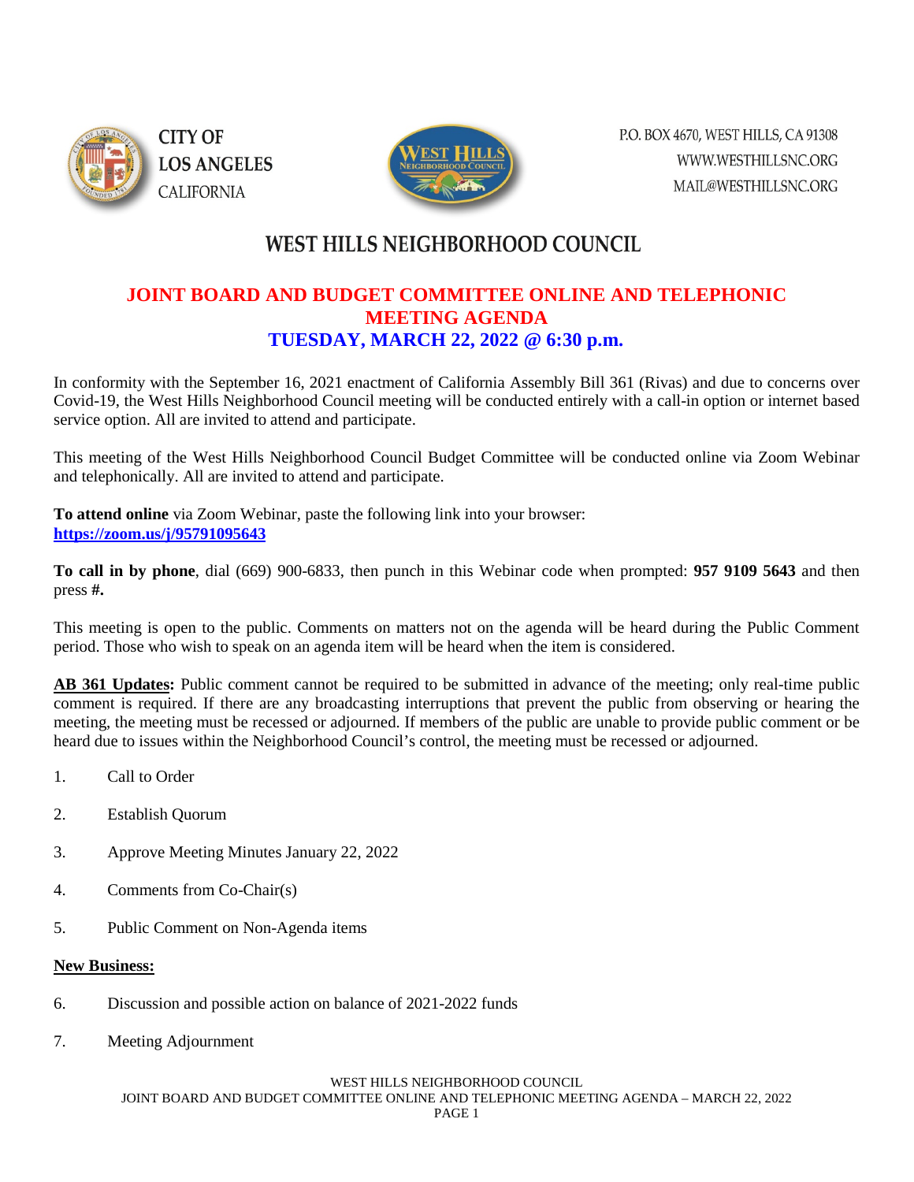CITY OF LOS ANGELES CALIFORNIA

P.O. BOX 4670, WEST HILLS, CA 91308
WWW.WESTHILLSNC.ORG
MAIL@WESTHILLSNC.ORG

# WEST HILLS NEIGHBORHOOD COUNCIL

## JOINT BOARD AND BUDGET COMMITTEE ONLINE AND TELEPHONIC MEETING AGENDA

### TUESDAY, MARCH 22, 2022 @ 6:30 p.m.

In conformity with the September 16, 2021 enactment of California Assembly Bill 361 (Rivas) and due to concerns over Covid-19, the West Hills Neighborhood Council meeting will be conducted entirely with a call-in option or internet based service option. All are invited to attend and participate.

This meeting of the West Hills Neighborhood Council Budget Committee will be conducted online via Zoom Webinar and telephonically. All are invited to attend and participate.

**To attend online** via Zoom Webinar, paste the following link into your browser:
**https://zoom.us/j/95791095643**

**To call in by phone**, dial (669) 900-6833, then punch in this Webinar code when prompted: **957 9109 5643** and then press **#.**

This meeting is open to the public. Comments on matters not on the agenda will be heard during the Public Comment period. Those who wish to speak on an agenda item will be heard when the item is considered.

**AB 361 Updates:** Public comment cannot be required to be submitted in advance of the meeting; only real-time public comment is required. If there are any broadcasting interruptions that prevent the public from observing or hearing the meeting, the meeting must be recessed or adjourned. If members of the public are unable to provide public comment or be heard due to issues within the Neighborhood Council's control, the meeting must be recessed or adjourned.

1. Call to Order
2. Establish Quorum
3. Approve Meeting Minutes January 22, 2022
4. Comments from Co-Chair(s)
5. Public Comment on Non-Agenda items

**New Business:**

6. Discussion and possible action on balance of 2021-2022 funds
7. Meeting Adjournment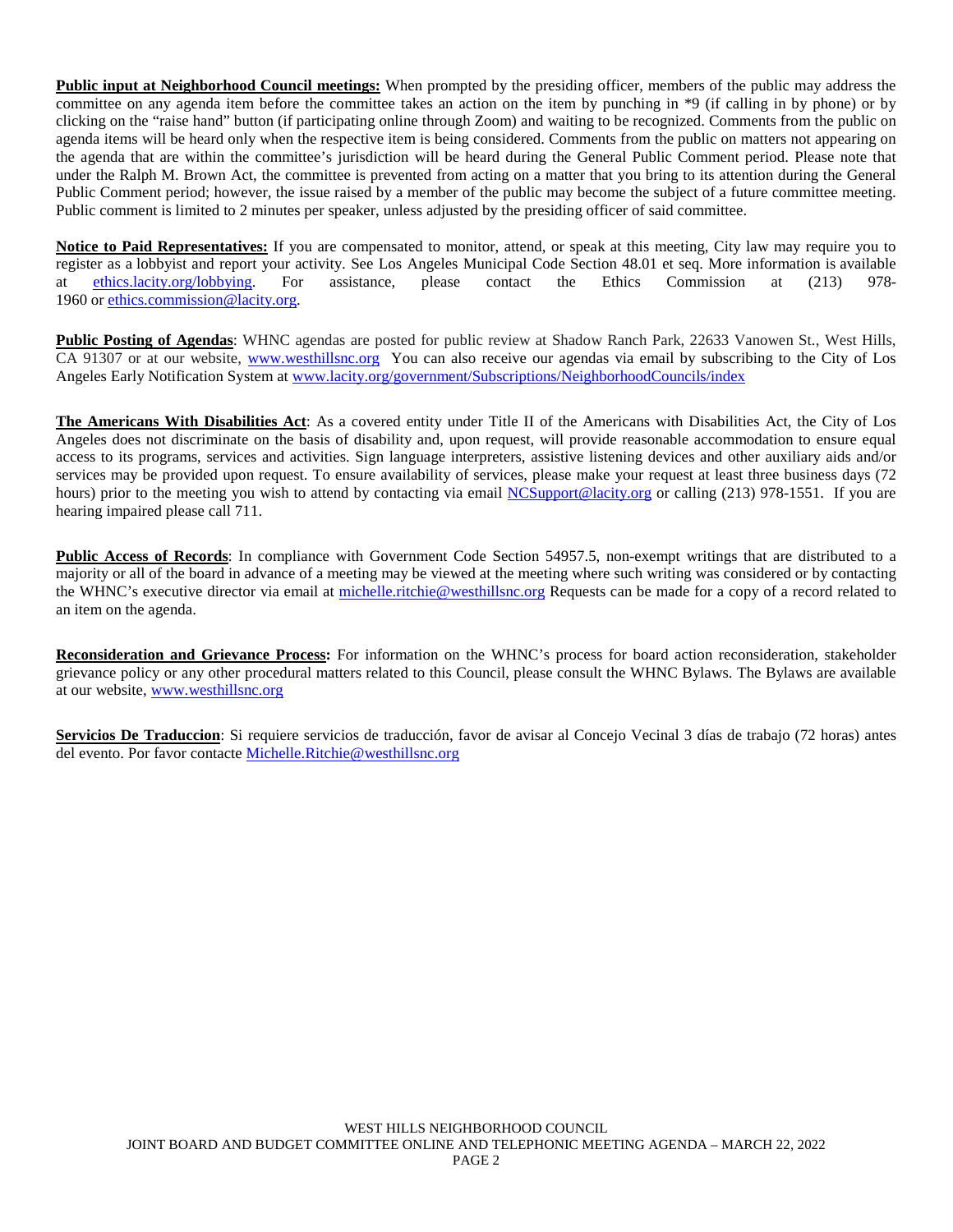**Public input at Neighborhood Council meetings:** When prompted by the presiding officer, members of the public may address the committee on any agenda item before the committee takes an action on the item by punching in *9 (if calling in by phone) or by clicking on the "raise hand" button (if participating online through Zoom) and waiting to be recognized. Comments from the public on agenda items will be heard only when the respective item is being considered. Comments from the public on matters not appearing on the agenda that are within the committee's jurisdiction will be heard during the General Public Comment period. Please note that under the Ralph M. Brown Act, the committee is prevented from acting on a matter that you bring to its attention during the General Public Comment period; however, the issue raised by a member of the public may become the subject of a future committee meeting. Public comment is limited to 2 minutes per speaker, unless adjusted by the presiding officer of said committee.

**Notice to Paid Representatives:** If you are compensated to monitor, attend, or speak at this meeting, City law may require you to register as a lobbyist and report your activity. See Los Angeles Municipal Code Section 48.01 et seq. More information is available at ethics.lacity.org/lobbying. For assistance, please contact the Ethics Commission at (213) 978-1960 or ethics.commission@lacity.org.

**Public Posting of Agendas**: WHNC agendas are posted for public review at Shadow Ranch Park, 22633 Vanowen St., West Hills, CA 91307 or at our website, www.westhillsnc.org You can also receive our agendas via email by subscribing to the City of Los Angeles Early Notification System at www.lacity.org/government/Subscriptions/NeighborhoodCouncils/index

**The Americans With Disabilities Act**: As a covered entity under Title II of the Americans with Disabilities Act, the City of Los Angeles does not discriminate on the basis of disability and, upon request, will provide reasonable accommodation to ensure equal access to its programs, services and activities. Sign language interpreters, assistive listening devices and other auxiliary aids and/or services may be provided upon request. To ensure availability of services, please make your request at least three business days (72 hours) prior to the meeting you wish to attend by contacting via email NCSupport@lacity.org or calling (213) 978-1551. If you are hearing impaired please call 711.

**Public Access of Records**: In compliance with Government Code Section 54957.5, non-exempt writings that are distributed to a majority or all of the board in advance of a meeting may be viewed at the meeting where such writing was considered or by contacting the WHNC's executive director via email at michelle.ritchie@westhillsnc.org Requests can be made for a copy of a record related to an item on the agenda.

**Reconsideration and Grievance Process:** For information on the WHNC's process for board action reconsideration, stakeholder grievance policy or any other procedural matters related to this Council, please consult the WHNC Bylaws. The Bylaws are available at our website, www.westhillsnc.org

**Servicios De Traduccion**: Si requiere servicios de traducción, favor de avisar al Concejo Vecinal 3 días de trabajo (72 horas) antes del evento. Por favor contacte Michelle.Ritchie@westhillsnc.org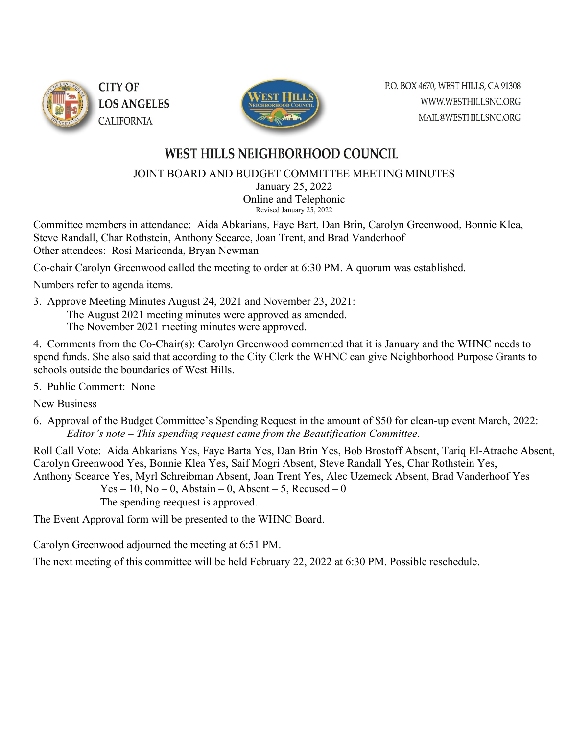CITY OF LOS ANGELES CALIFORNIA

P.O. BOX 4670, WEST HILLS, CA 91308
WWW.WESTHILLSNC.ORG
MAIL@WESTHILLSNC.ORG

# WEST HILLS NEIGHBORHOOD COUNCIL

JOINT BOARD AND BUDGET COMMITTEE MEETING MINUTES
January 25, 2022
Online and Telephonic
Revised January 25, 2022

Committee members in attendance: Aida Abkarians, Faye Bart, Dan Brin, Carolyn Greenwood, Bonnie Klea, Steve Randall, Char Rothstein, Anthony Scearce, Joan Trent, and Brad Vanderhoof
Other attendees: Rosi Mariconda, Bryan Newman

Co-chair Carolyn Greenwood called the meeting to order at 6:30 PM. A quorum was established.

Numbers refer to agenda items.

3. Approve Meeting Minutes August 24, 2021 and November 23, 2021:
   The August 2021 meeting minutes were approved as amended.
   The November 2021 meeting minutes were approved.

4. Comments from the Co-Chair(s): Carolyn Greenwood commented that it is January and the WHNC needs to spend funds. She also said that according to the City Clerk the WHNC can give Neighborhood Purpose Grants to schools outside the boundaries of West Hills.

5. Public Comment: None

<u>New Business</u>

6. Approval of the Budget Committee's Spending Request in the amount of $50 for clean-up event March, 2022:
   *Editor's note – This spending request came from the Beautification Committee*.

<u>Roll Call Vote:</u> Aida Abkarians Yes, Faye Barta Yes, Dan Brin Yes, Bob Brostoff Absent, Tariq El-Atrache Absent, Carolyn Greenwood Yes, Bonnie Klea Yes, Saif Mogri Absent, Steve Randall Yes, Char Rothstein Yes, Anthony Scearce Yes, Myrl Schreibman Absent, Joan Trent Yes, Alec Uzemeck Absent, Brad Vanderhoof Yes
   Yes – 10, No – 0, Abstain – 0, Absent – 5, Recused – 0
   The spending reequest is approved.

The Event Approval form will be presented to the WHNC Board.

Carolyn Greenwood adjourned the meeting at 6:51 PM.

The next meeting of this committee will be held February 22, 2022 at 6:30 PM. Possible reschedule.